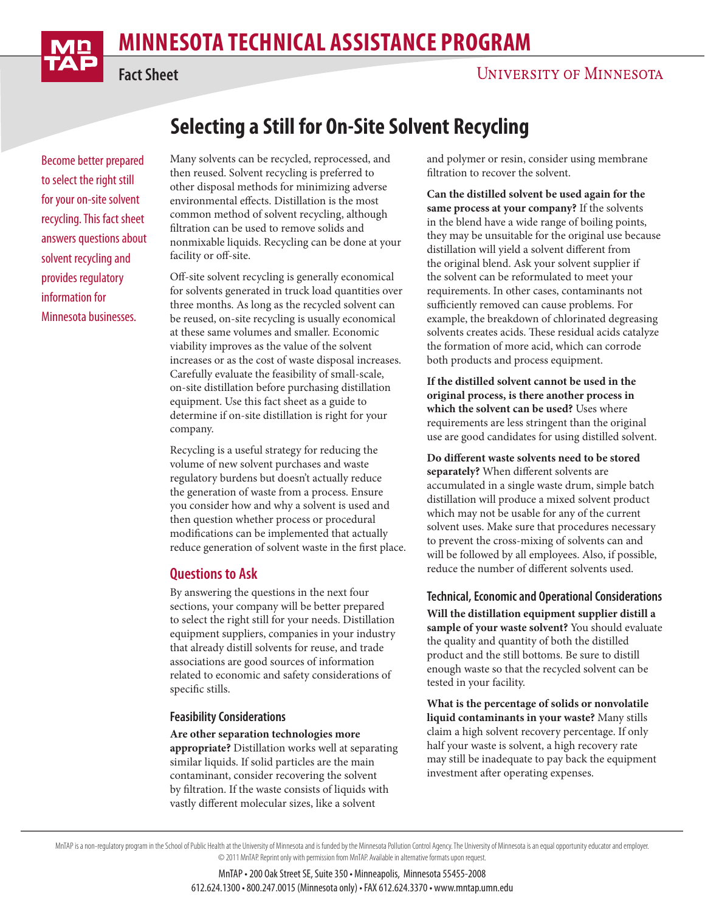# Selecting a Still for On-Site Solvent Recycling

Become better prepared to select the right still for your on-site solvent recycling. This fact sheet answers questions about solvent recycling and provides regulatory information for Minnesota businesses.

Many solvents can be recycled, reprocessed, and then reused. Solvent recycling is preferred to other disposal methods for minimizing adverse environmental effects. Distillation is the most common method of solvent recycling, although filtration can be used to remove solids and nonmixable liquids. Recycling can be done at your facility or off-site.

Off-site solvent recycling is generally economical for solvents generated in truck load quantities over three months. As long as the recycled solvent can be reused, on-site recycling is usually economical at these same volumes and smaller. Economic viability improves as the value of the solvent increases or as the cost of waste disposal increases. Carefully evaluate the feasibility of small-scale, on-site distillation before purchasing distillation equipment. Use this fact sheet as a guide to determine if on-site distillation is right for your company.

Recycling is a useful strategy for reducing the volume of new solvent purchases and waste regulatory burdens but doesn't actually reduce the generation of waste from a process. Ensure you consider how and why a solvent is used and then question whether process or procedural modifications can be implemented that actually reduce generation of solvent waste in the first place.

## Questions to Ask

By answering the questions in the next four sections, your company will be better prepared to select the right still for your needs. Distillation equipment suppliers, companies in your industry that already distill solvents for reuse, and trade associations are good sources of information related to economic and safety considerations of specific stills.

### Feasibility Considerations

**Are other separation technologies more appropriate?** Distillation works well at separating similar liquids. If solid particles are the main contaminant, consider recovering the solvent by filtration. If the waste consists of liquids with vastly different molecular sizes, like a solvent and polymer or resin, consider using membrane filtration to recover the solvent.

**Can the distilled solvent be used again for the same process at your company?** If the solvents in the blend have a wide range of boiling points, they may be unsuitable for the original use because distillation will yield a solvent different from the original blend. Ask your solvent supplier if the solvent can be reformulated to meet your requirements. In other cases, contaminants not sufficiently removed can cause problems. For example, the breakdown of chlorinated degreasing solvents creates acids. These residual acids catalyze the formation of more acid, which can corrode both products and process equipment.

**If the distilled solvent cannot be used in the original process, is there another process in which the solvent can be used?** Uses where requirements are less stringent than the original use are good candidates for using distilled solvent.

**Do different waste solvents need to be stored separately?** When different solvents are accumulated in a single waste drum, simple batch distillation will produce a mixed solvent product which may not be usable for any of the current solvent uses. Make sure that procedures necessary to prevent the cross-mixing of solvents can and will be followed by all employees. Also, if possible, reduce the number of different solvents used.

### Technical, Economic and Operational Considerations

**Will the distillation equipment supplier distill a sample of your waste solvent?** You should evaluate the quality and quantity of both the distilled product and the still bottoms. Be sure to distill enough waste so that the recycled solvent can be tested in your facility.

**What is the percentage of solids or nonvolatile liquid contaminants in your waste?** Many stills claim a high solvent recovery percentage. If only half your waste is solvent, a high recovery rate may still be inadequate to pay back the equipment investment after operating expenses.

MnTAP is a non-regulatory program in the School of Public Health at the University of Minnesota and is funded by the Minnesota Pollution Control Agency. The University of Minnesota is an equal opportunity educator and employer. © 2011 MnTAP. Reprint only with permission from MnTAP. Available in alternative formats upon request.

MnTAP • 200 Oak Street SE, Suite 350 • Minneapolis, Minnesota 55455-2008
612.624.1300 • 800.247.0015 (Minnesota only) • FAX 612.624.3370 • www.mntap.umn.edu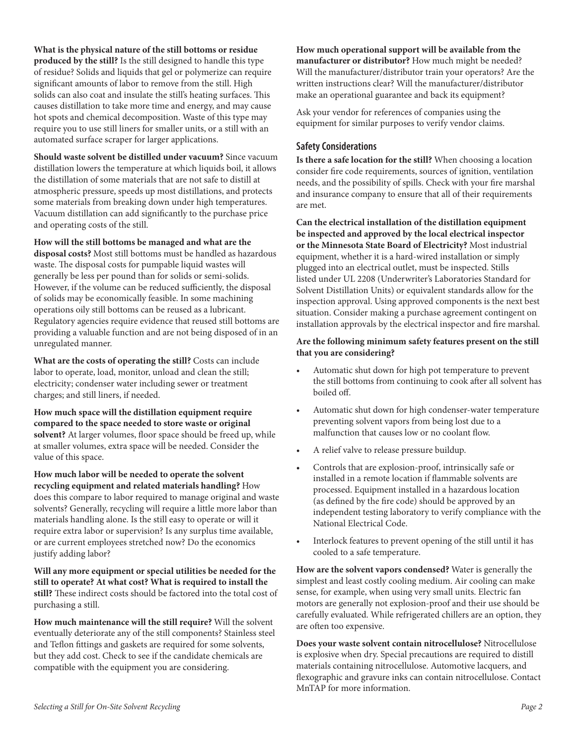**What is the physical nature of the still bottoms or residue produced by the still?** Is the still designed to handle this type of residue? Solids and liquids that gel or polymerize can require significant amounts of labor to remove from the still. High solids can also coat and insulate the still's heating surfaces. This causes distillation to take more time and energy, and may cause hot spots and chemical decomposition. Waste of this type may require you to use still liners for smaller units, or a still with an automated surface scraper for larger applications.

**Should waste solvent be distilled under vacuum?** Since vacuum distillation lowers the temperature at which liquids boil, it allows the distillation of some materials that are not safe to distill at atmospheric pressure, speeds up most distillations, and protects some materials from breaking down under high temperatures. Vacuum distillation can add significantly to the purchase price and operating costs of the still.

**How will the still bottoms be managed and what are the disposal costs?** Most still bottoms must be handled as hazardous waste. The disposal costs for pumpable liquid wastes will generally be less per pound than for solids or semi-solids. However, if the volume can be reduced sufficiently, the disposal of solids may be economically feasible. In some machining operations oily still bottoms can be reused as a lubricant. Regulatory agencies require evidence that reused still bottoms are providing a valuable function and are not being disposed of in an unregulated manner.

**What are the costs of operating the still?** Costs can include labor to operate, load, monitor, unload and clean the still; electricity; condenser water including sewer or treatment charges; and still liners, if needed.

**How much space will the distillation equipment require compared to the space needed to store waste or original solvent?** At larger volumes, floor space should be freed up, while at smaller volumes, extra space will be needed. Consider the value of this space.

**How much labor will be needed to operate the solvent recycling equipment and related materials handling?** How does this compare to labor required to manage original and waste solvents? Generally, recycling will require a little more labor than materials handling alone. Is the still easy to operate or will it require extra labor or supervision? Is any surplus time available, or are current employees stretched now? Do the economics justify adding labor?

**Will any more equipment or special utilities be needed for the still to operate? At what cost? What is required to install the still?** These indirect costs should be factored into the total cost of purchasing a still.

**How much maintenance will the still require?** Will the solvent eventually deteriorate any of the still components? Stainless steel and Teflon fittings and gaskets are required for some solvents, but they add cost. Check to see if the candidate chemicals are compatible with the equipment you are considering.

**How much operational support will be available from the manufacturer or distributor?** How much might be needed? Will the manufacturer/distributor train your operators? Are the written instructions clear? Will the manufacturer/distributor make an operational guarantee and back its equipment?

Ask your vendor for references of companies using the equipment for similar purposes to verify vendor claims.

## Safety Considerations

**Is there a safe location for the still?** When choosing a location consider fire code requirements, sources of ignition, ventilation needs, and the possibility of spills. Check with your fire marshal and insurance company to ensure that all of their requirements are met.

**Can the electrical installation of the distillation equipment be inspected and approved by the local electrical inspector or the Minnesota State Board of Electricity?** Most industrial equipment, whether it is a hard-wired installation or simply plugged into an electrical outlet, must be inspected. Stills listed under UL 2208 (Underwriter's Laboratories Standard for Solvent Distillation Units) or equivalent standards allow for the inspection approval. Using approved components is the next best situation. Consider making a purchase agreement contingent on installation approvals by the electrical inspector and fire marshal.

**Are the following minimum safety features present on the still that you are considering?**

- Automatic shut down for high pot temperature to prevent the still bottoms from continuing to cook after all solvent has boiled off.
- Automatic shut down for high condenser-water temperature preventing solvent vapors from being lost due to a malfunction that causes low or no coolant flow.
- A relief valve to release pressure buildup.
- Controls that are explosion-proof, intrinsically safe or installed in a remote location if flammable solvents are processed. Equipment installed in a hazardous location (as defined by the fire code) should be approved by an independent testing laboratory to verify compliance with the National Electrical Code.
- Interlock features to prevent opening of the still until it has cooled to a safe temperature.

**How are the solvent vapors condensed?** Water is generally the simplest and least costly cooling medium. Air cooling can make sense, for example, when using very small units. Electric fan motors are generally not explosion-proof and their use should be carefully evaluated. While refrigerated chillers are an option, they are often too expensive.

**Does your waste solvent contain nitrocellulose?** Nitrocellulose is explosive when dry. Special precautions are required to distill materials containing nitrocellulose. Automotive lacquers, and flexographic and gravure inks can contain nitrocellulose. Contact MnTAP for more information.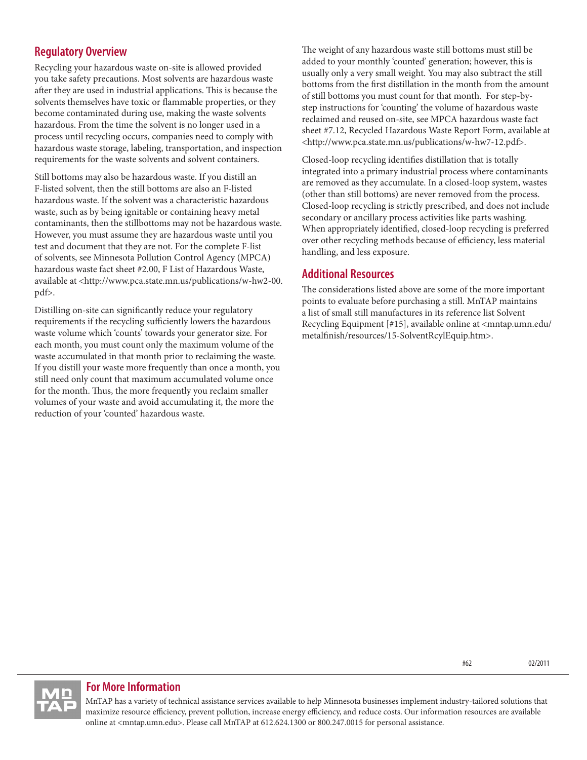## Regulatory Overview

Recycling your hazardous waste on-site is allowed provided you take safety precautions. Most solvents are hazardous waste after they are used in industrial applications. This is because the solvents themselves have toxic or flammable properties, or they become contaminated during use, making the waste solvents hazardous. From the time the solvent is no longer used in a process until recycling occurs, companies need to comply with hazardous waste storage, labeling, transportation, and inspection requirements for the waste solvents and solvent containers.

Still bottoms may also be hazardous waste. If you distill an F-listed solvent, then the still bottoms are also an F-listed hazardous waste. If the solvent was a characteristic hazardous waste, such as by being ignitable or containing heavy metal contaminants, then the stillbottoms may not be hazardous waste. However, you must assume they are hazardous waste until you test and document that they are not. For the complete F-list of solvents, see Minnesota Pollution Control Agency (MPCA) hazardous waste fact sheet #2.00, F List of Hazardous Waste, available at <http://www.pca.state.mn.us/publications/w-hw2-00.pdf>.

Distilling on-site can significantly reduce your regulatory requirements if the recycling sufficiently lowers the hazardous waste volume which 'counts' towards your generator size. For each month, you must count only the maximum volume of the waste accumulated in that month prior to reclaiming the waste. If you distill your waste more frequently than once a month, you still need only count that maximum accumulated volume once for the month. Thus, the more frequently you reclaim smaller volumes of your waste and avoid accumulating it, the more the reduction of your 'counted' hazardous waste.

The weight of any hazardous waste still bottoms must still be added to your monthly 'counted' generation; however, this is usually only a very small weight. You may also subtract the still bottoms from the first distillation in the month from the amount of still bottoms you must count for that month. For step-by-step instructions for 'counting' the volume of hazardous waste reclaimed and reused on-site, see MPCA hazardous waste fact sheet #7.12, Recycled Hazardous Waste Report Form, available at <http://www.pca.state.mn.us/publications/w-hw7-12.pdf>.

Closed-loop recycling identifies distillation that is totally integrated into a primary industrial process where contaminants are removed as they accumulate. In a closed-loop system, wastes (other than still bottoms) are never removed from the process. Closed-loop recycling is strictly prescribed, and does not include secondary or ancillary process activities like parts washing. When appropriately identified, closed-loop recycling is preferred over other recycling methods because of efficiency, less material handling, and less exposure.

## Additional Resources

The considerations listed above are some of the more important points to evaluate before purchasing a still. MnTAP maintains a list of small still manufactures in its reference list Solvent Recycling Equipment [#15], available online at <mntap.umn.edu/metalfinish/resources/15-SolventRcylEquip.htm>.

#62 02/2011

## For More Information

MnTAP has a variety of technical assistance services available to help Minnesota businesses implement industry-tailored solutions that maximize resource efficiency, prevent pollution, increase energy efficiency, and reduce costs. Our information resources are available online at <mntap.umn.edu>. Please call MnTAP at 612.624.1300 or 800.247.0015 for personal assistance.